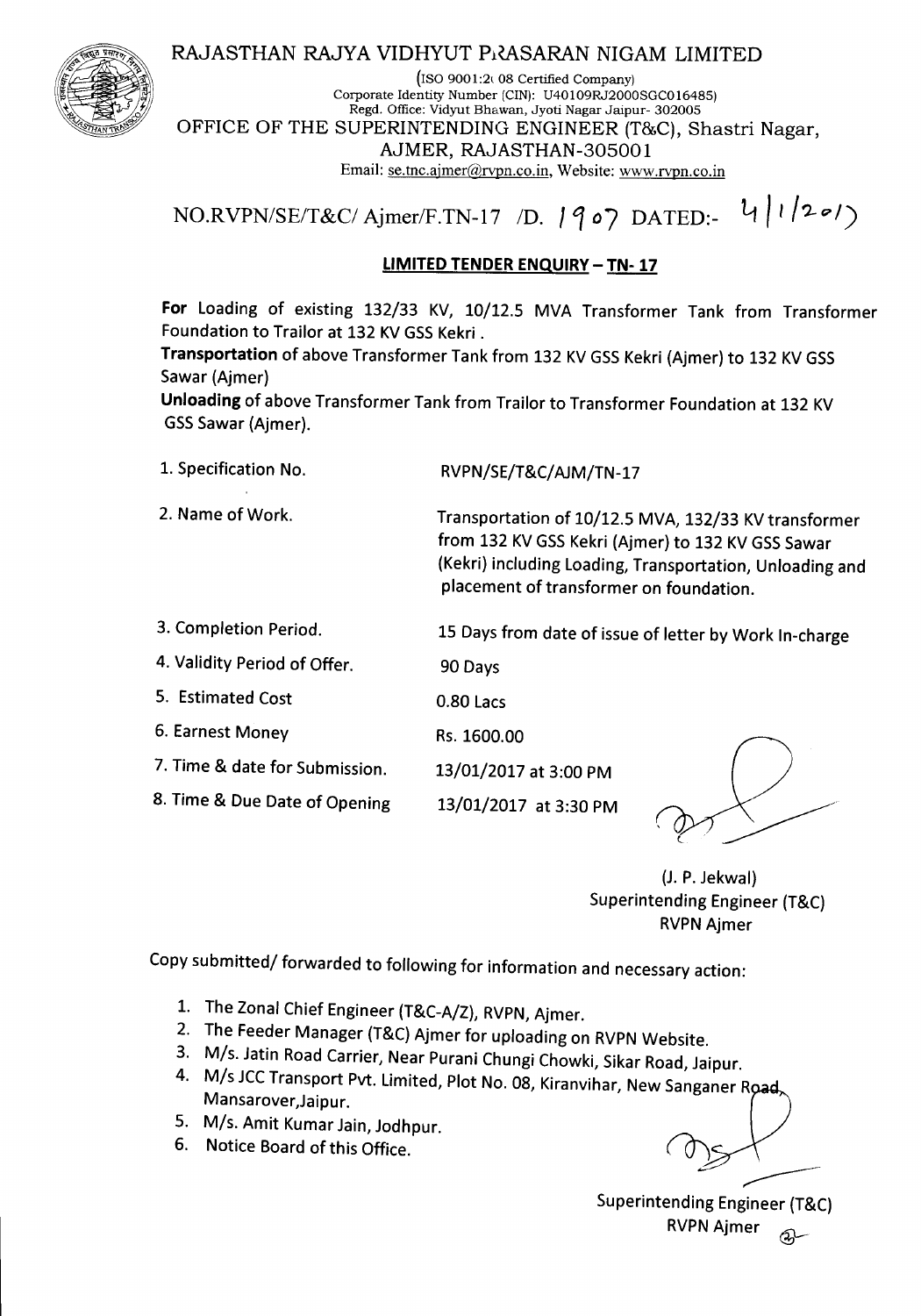# RAJASTHAN RAJYA VIDHYUT PRASARAN NIGAM LIMITED

(ISO 9001:2008 Certified Company)
Corporate Identity Number (CIN): U40109RJ2000SGC016485)
Regd. Office: Vidyut Bhawan, Jyoti Nagar Jaipur- 302005

## OFFICE OF THE SUPERINTENDING ENGINEER (T&C), Shastri Nagar, AJMER, RAJASTHAN-305001

Email: se.tnc.ajmer@rvpn.co.in, Website: www.rvpn.co.in

NO.RVPN/SE/T&C/ Ajmer/F.TN-17 /D. 1907 DATED:- 4/1/2017

## LIMITED TENDER ENQUIRY – TN- 17

**For** Loading of existing 132/33 KV, 10/12.5 MVA Transformer Tank from Transformer Foundation to Trailor at 132 KV GSS Kekri .

**Transportation** of above Transformer Tank from 132 KV GSS Kekri (Ajmer) to 132 KV GSS Sawar (Ajmer)

**Unloading** of above Transformer Tank from Trailor to Transformer Foundation at 132 KV GSS Sawar (Ajmer).

| | |
|---|---|
| 1. Specification No. | RVPN/SE/T&C/AJM/TN-17 |
| 2. Name of Work. | Transportation of 10/12.5 MVA, 132/33 KV transformer from 132 KV GSS Kekri (Ajmer) to 132 KV GSS Sawar (Kekri) including Loading, Transportation, Unloading and placement of transformer on foundation. |
| 3. Completion Period. | 15 Days from date of issue of letter by Work In-charge |
| 4. Validity Period of Offer. | 90 Days |
| 5. Estimated Cost | 0.80 Lacs |
| 6. Earnest Money | Rs. 1600.00 |
| 7. Time & date for Submission. | 13/01/2017 at 3:00 PM |
| 8. Time & Due Date of Opening | 13/01/2017 at 3:30 PM |

(J. P. Jekwal)
Superintending Engineer (T&C)
RVPN Ajmer

Copy submitted/ forwarded to following for information and necessary action:

1. The Zonal Chief Engineer (T&C-A/Z), RVPN, Ajmer.
2. The Feeder Manager (T&C) Ajmer for uploading on RVPN Website.
3. M/s. Jatin Road Carrier, Near Purani Chungi Chowki, Sikar Road, Jaipur.
4. M/s JCC Transport Pvt. Limited, Plot No. 08, Kiranvihar, New Sanganer Road, Mansarover,Jaipur.
5. M/s. Amit Kumar Jain, Jodhpur.
6. Notice Board of this Office.

Superintending Engineer (T&C)
RVPN Ajmer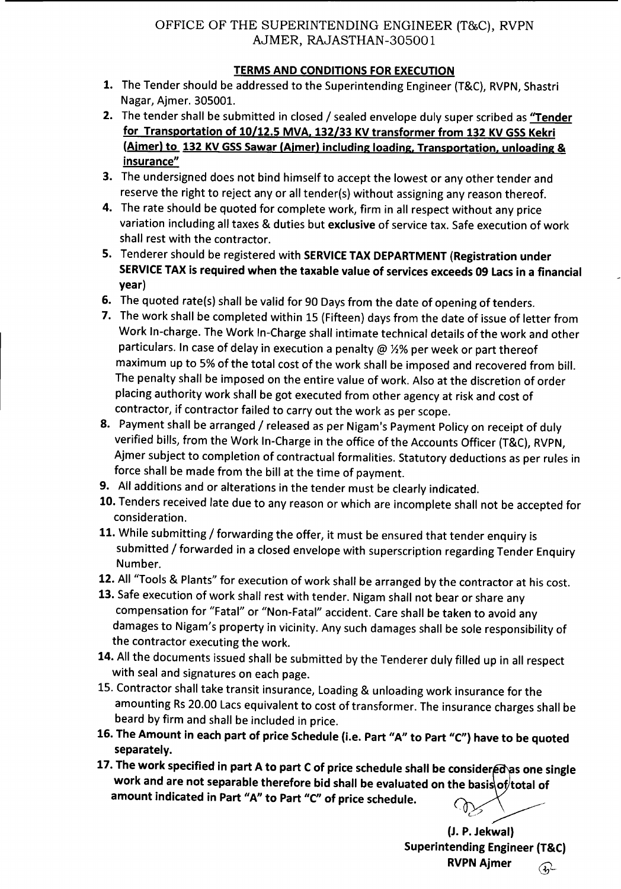OFFICE OF THE SUPERINTENDING ENGINEER (T&C), RVPN
AJMER, RAJASTHAN-305001

## TERMS AND CONDITIONS FOR EXECUTION

1. The Tender should be addressed to the Superintending Engineer (T&C), RVPN, Shastri Nagar, Ajmer. 305001.
2. The tender shall be submitted in closed / sealed envelope duly super scribed as **"Tender for Transportation of 10/12.5 MVA, 132/33 KV transformer from 132 KV GSS Kekri (Ajmer) to 132 KV GSS Sawar (Ajmer) including loading, Transportation, unloading & insurance"**
3. The undersigned does not bind himself to accept the lowest or any other tender and reserve the right to reject any or all tender(s) without assigning any reason thereof.
4. The rate should be quoted for complete work, firm in all respect without any price variation including all taxes & duties but **exclusive** of service tax. Safe execution of work shall rest with the contractor.
5. Tenderer should be registered with **SERVICE TAX DEPARTMENT (Registration under SERVICE TAX is required when the taxable value of services exceeds 09 Lacs in a financial year)**
6. The quoted rate(s) shall be valid for 90 Days from the date of opening of tenders.
7. The work shall be completed within 15 (Fifteen) days from the date of issue of letter from Work In-charge. The Work In-Charge shall intimate technical details of the work and other particulars. In case of delay in execution a penalty @ ½% per week or part thereof maximum up to 5% of the total cost of the work shall be imposed and recovered from bill. The penalty shall be imposed on the entire value of work. Also at the discretion of order placing authority work shall be got executed from other agency at risk and cost of contractor, if contractor failed to carry out the work as per scope.
8. Payment shall be arranged / released as per Nigam's Payment Policy on receipt of duly verified bills, from the Work In-Charge in the office of the Accounts Officer (T&C), RVPN, Ajmer subject to completion of contractual formalities. Statutory deductions as per rules in force shall be made from the bill at the time of payment.
9. All additions and or alterations in the tender must be clearly indicated.
10. Tenders received late due to any reason or which are incomplete shall not be accepted for consideration.
11. While submitting / forwarding the offer, it must be ensured that tender enquiry is submitted / forwarded in a closed envelope with superscription regarding Tender Enquiry Number.
12. All "Tools & Plants" for execution of work shall be arranged by the contractor at his cost.
13. Safe execution of work shall rest with tender. Nigam shall not bear or share any compensation for "Fatal" or "Non-Fatal" accident. Care shall be taken to avoid any damages to Nigam's property in vicinity. Any such damages shall be sole responsibility of the contractor executing the work.
14. All the documents issued shall be submitted by the Tenderer duly filled up in all respect with seal and signatures on each page.
15. Contractor shall take transit insurance, Loading & unloading work insurance for the amounting Rs 20.00 Lacs equivalent to cost of transformer. The insurance charges shall be beard by firm and shall be included in price.
16. **The Amount in each part of price Schedule (i.e. Part "A" to Part "C") have to be quoted separately.**
17. **The work specified in part A to part C of price schedule shall be considered as one single work and are not separable therefore bid shall be evaluated on the basis of total of amount indicated in Part "A" to Part "C" of price schedule.**

**(J. P. Jekwal)**
**Superintending Engineer (T&C)**
**RVPN Ajmer**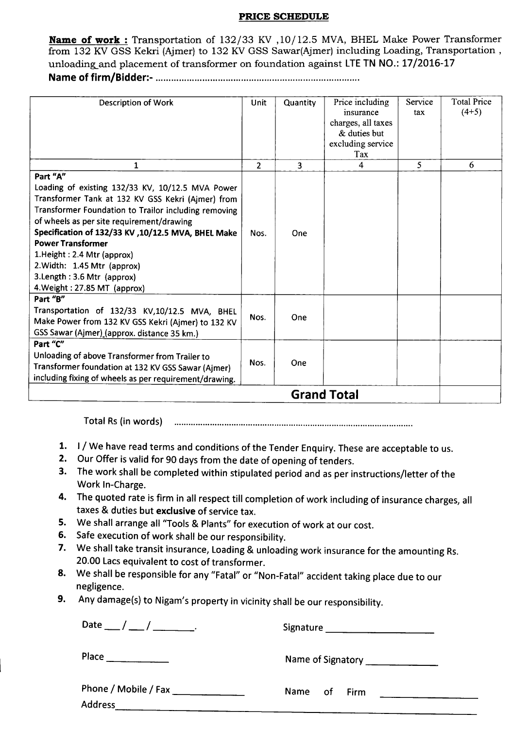# PRICE SCHEDULE

**Name of work :** Transportation of 132/33 KV ,10/12.5 MVA, BHEL Make Power Transformer from 132 KV GSS Kekri (Ajmer) to 132 KV GSS Sawar(Ajmer) including Loading, Transportation , unloading and placement of transformer on foundation against LTE TN NO.: 17/2016-17

**Name of firm/Bidder:-** ………………………………………………………………………

| Description of Work | Unit | Quantity | Price including insurance charges, all taxes & duties but excluding service Tax | Service tax | Total Price (4+5) |
|---|---|---|---|---|---|
| 1 | 2 | 3 | 4 | 5 | 6 |
| **Part "A"**<br>Loading of existing 132/33 KV, 10/12.5 MVA Power Transformer Tank at 132 KV GSS Kekri (Ajmer) from Transformer Foundation to Trailor including removing of wheels as per site requirement/drawing<br>**Specification of 132/33 KV ,10/12.5 MVA, BHEL Make Power Transformer**<br>1.Height : 2.4 Mtr (approx)<br>2.Width: 1.45 Mtr (approx)<br>3.Length : 3.6 Mtr (approx)<br>4.Weight : 27.85 MT (approx) | Nos. | One | | | |
| **Part "B"**<br>Transportation of 132/33 KV,10/12.5 MVA, BHEL Make Power from 132 KV GSS Kekri (Ajmer) to 132 KV GSS Sawar (Ajmer) (approx. distance 35 km.) | Nos. | One | | | |
| **Part "C"**<br>Unloading of above Transformer from Trailer to Transformer foundation at 132 KV GSS Sawar (Ajmer) including fixing of wheels as per requirement/drawing. | Nos. | One | | | |
| | | | **Grand Total** | | |

Total Rs (in words) ………………………………………………………………………………………

1. I / We have read terms and conditions of the Tender Enquiry. These are acceptable to us.
2. Our Offer is valid for 90 days from the date of opening of tenders.
3. The work shall be completed within stipulated period and as per instructions/letter of the Work In-Charge.
4. The quoted rate is firm in all respect till completion of work including of insurance charges, all taxes & duties but **exclusive** of service tax.
5. We shall arrange all "Tools & Plants" for execution of work at our cost.
6. Safe execution of work shall be our responsibility.
7. We shall take transit insurance, Loading & unloading work insurance for the amounting Rs. 20.00 Lacs equivalent to cost of transformer.
8. We shall be responsible for any "Fatal" or "Non-Fatal" accident taking place due to our negligence.
9. Any damage(s) to Nigam's property in vicinity shall be our responsibility.

Date ___ / ___ / _______.

Signature ____________________

Place ___________

Name of Signatory _____________

Phone / Mobile / Fax _____________

Name of Firm _______________

Address_______________________________________________